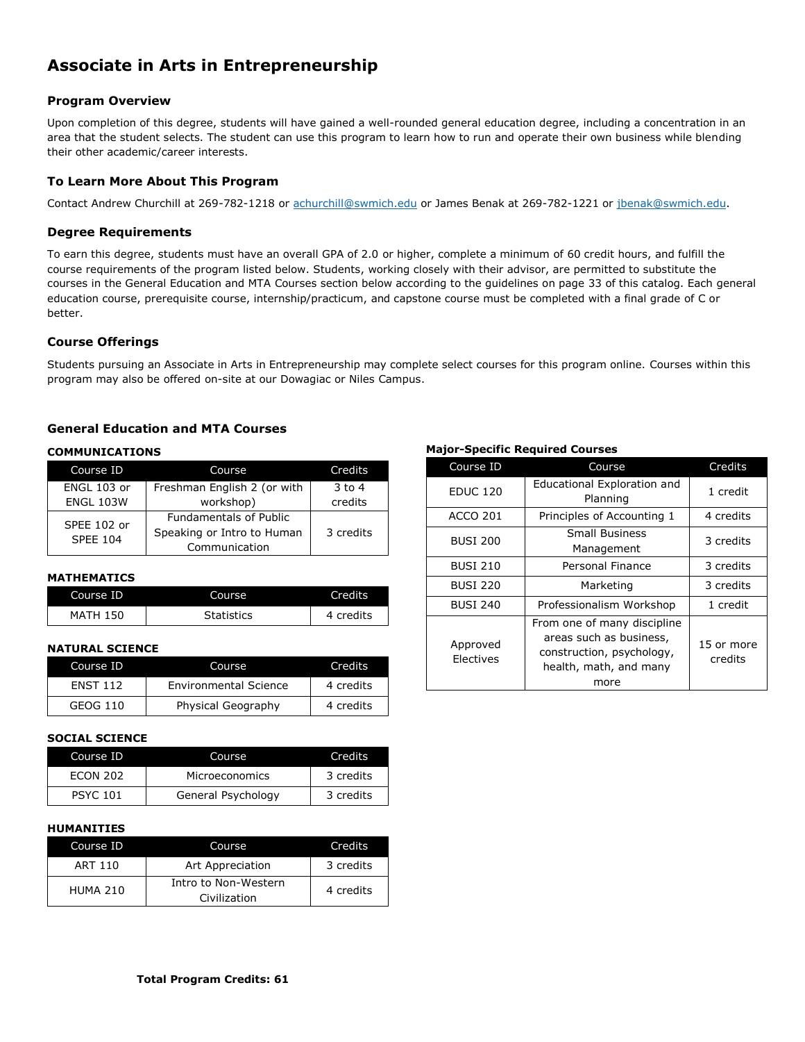# Associate in Arts in Entrepreneurship

### Program Overview

Upon completion of this degree, students will have gained a well-rounded general education degree, including a concentration in an area that the student selects. The student can use this program to learn how to run and operate their own business while blending their other academic/career interests.

### To Learn More About This Program

Contact Andrew Churchill at 269-782-1218 or achurchill@swmich.edu or James Benak at 269-782-1221 or jbenak@swmich.edu.

### Degree Requirements

To earn this degree, students must have an overall GPA of 2.0 or higher, complete a minimum of 60 credit hours, and fulfill the course requirements of the program listed below. Students, working closely with their advisor, are permitted to substitute the courses in the General Education and MTA Courses section below according to the guidelines on page 33 of this catalog. Each general education course, prerequisite course, internship/practicum, and capstone course must be completed with a final grade of C or better.

### Course Offerings

Students pursuing an Associate in Arts in Entrepreneurship may complete select courses for this program online. Courses within this program may also be offered on-site at our Dowagiac or Niles Campus.

### General Education and MTA Courses

**COMMUNICATIONS**

| Course ID | Course | Credits |
|---|---|---|
| ENGL 103 or ENGL 103W | Freshman English 2 (or with workshop) | 3 to 4 credits |
| SPEE 102 or SPEE 104 | Fundamentals of Public Speaking or Intro to Human Communication | 3 credits |

**MATHEMATICS**

| Course ID | Course | Credits |
|---|---|---|
| MATH 150 | Statistics | 4 credits |

**NATURAL SCIENCE**

| Course ID | Course | Credits |
|---|---|---|
| ENST 112 | Environmental Science | 4 credits |
| GEOG 110 | Physical Geography | 4 credits |

**SOCIAL SCIENCE**

| Course ID | Course | Credits |
|---|---|---|
| ECON 202 | Microeconomics | 3 credits |
| PSYC 101 | General Psychology | 3 credits |

**HUMANITIES**

| Course ID | Course | Credits |
|---|---|---|
| ART 110 | Art Appreciation | 3 credits |
| HUMA 210 | Intro to Non-Western Civilization | 4 credits |

**Major-Specific Required Courses**

| Course ID | Course | Credits |
|---|---|---|
| EDUC 120 | Educational Exploration and Planning | 1 credit |
| ACCO 201 | Principles of Accounting 1 | 4 credits |
| BUSI 200 | Small Business Management | 3 credits |
| BUSI 210 | Personal Finance | 3 credits |
| BUSI 220 | Marketing | 3 credits |
| BUSI 240 | Professionalism Workshop | 1 credit |
| Approved Electives | From one of many discipline areas such as business, construction, psychology, health, math, and many more | 15 or more credits |

**Total Program Credits: 61**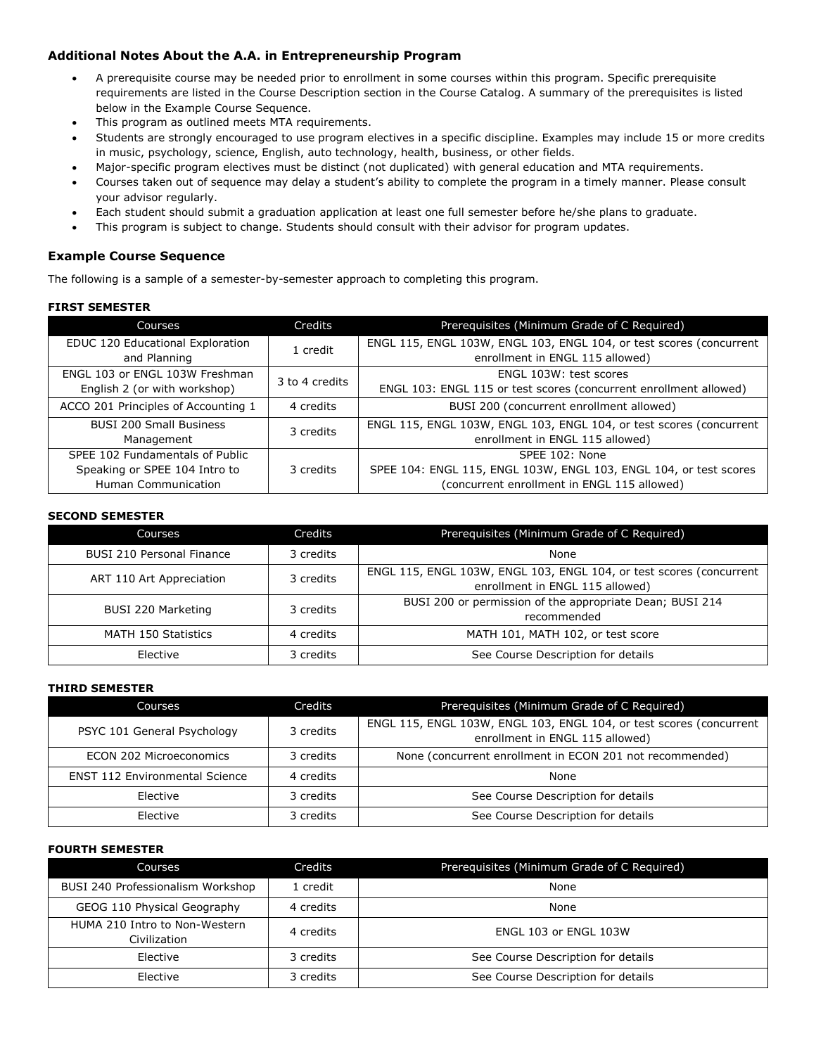### Additional Notes About the A.A. in Entrepreneurship Program

- A prerequisite course may be needed prior to enrollment in some courses within this program. Specific prerequisite requirements are listed in the Course Description section in the Course Catalog. A summary of the prerequisites is listed below in the Example Course Sequence.
- This program as outlined meets MTA requirements.
- Students are strongly encouraged to use program electives in a specific discipline. Examples may include 15 or more credits in music, psychology, science, English, auto technology, health, business, or other fields.
- Major-specific program electives must be distinct (not duplicated) with general education and MTA requirements.
- Courses taken out of sequence may delay a student's ability to complete the program in a timely manner. Please consult your advisor regularly.
- Each student should submit a graduation application at least one full semester before he/she plans to graduate.
- This program is subject to change. Students should consult with their advisor for program updates.

### Example Course Sequence

The following is a sample of a semester-by-semester approach to completing this program.

**FIRST SEMESTER**

| Courses | Credits | Prerequisites (Minimum Grade of C Required) |
|---|---|---|
| EDUC 120 Educational Exploration and Planning | 1 credit | ENGL 115, ENGL 103W, ENGL 103, ENGL 104, or test scores (concurrent enrollment in ENGL 115 allowed) |
| ENGL 103 or ENGL 103W Freshman English 2 (or with workshop) | 3 to 4 credits | ENGL 103W: test scores<br>ENGL 103: ENGL 115 or test scores (concurrent enrollment allowed) |
| ACCO 201 Principles of Accounting 1 | 4 credits | BUSI 200 (concurrent enrollment allowed) |
| BUSI 200 Small Business Management | 3 credits | ENGL 115, ENGL 103W, ENGL 103, ENGL 104, or test scores (concurrent enrollment in ENGL 115 allowed) |
| SPEE 102 Fundamentals of Public Speaking or SPEE 104 Intro to Human Communication | 3 credits | SPEE 102: None<br>SPEE 104: ENGL 115, ENGL 103W, ENGL 103, ENGL 104, or test scores (concurrent enrollment in ENGL 115 allowed) |

**SECOND SEMESTER**

| Courses | Credits | Prerequisites (Minimum Grade of C Required) |
|---|---|---|
| BUSI 210 Personal Finance | 3 credits | None |
| ART 110 Art Appreciation | 3 credits | ENGL 115, ENGL 103W, ENGL 103, ENGL 104, or test scores (concurrent enrollment in ENGL 115 allowed) |
| BUSI 220 Marketing | 3 credits | BUSI 200 or permission of the appropriate Dean; BUSI 214 recommended |
| MATH 150 Statistics | 4 credits | MATH 101, MATH 102, or test score |
| Elective | 3 credits | See Course Description for details |

**THIRD SEMESTER**

| Courses | Credits | Prerequisites (Minimum Grade of C Required) |
|---|---|---|
| PSYC 101 General Psychology | 3 credits | ENGL 115, ENGL 103W, ENGL 103, ENGL 104, or test scores (concurrent enrollment in ENGL 115 allowed) |
| ECON 202 Microeconomics | 3 credits | None (concurrent enrollment in ECON 201 not recommended) |
| ENST 112 Environmental Science | 4 credits | None |
| Elective | 3 credits | See Course Description for details |
| Elective | 3 credits | See Course Description for details |

**FOURTH SEMESTER**

| Courses | Credits | Prerequisites (Minimum Grade of C Required) |
|---|---|---|
| BUSI 240 Professionalism Workshop | 1 credit | None |
| GEOG 110 Physical Geography | 4 credits | None |
| HUMA 210 Intro to Non-Western Civilization | 4 credits | ENGL 103 or ENGL 103W |
| Elective | 3 credits | See Course Description for details |
| Elective | 3 credits | See Course Description for details |